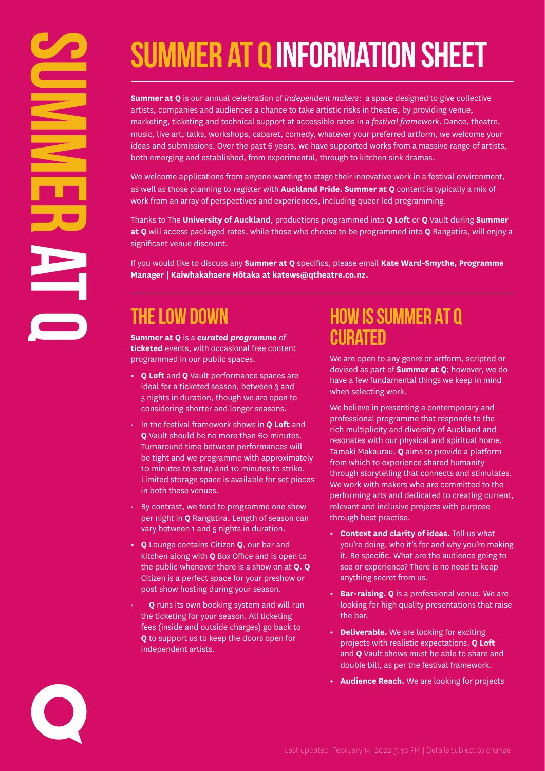# SUMMER AT Q INFORMATION SHEET

**Summer at Q** is our annual celebration of *independent makers*: a space designed to give collective artists, companies and audiences a chance to take artistic risks in theatre, by providing venue, marketing, ticketing and technical support at accessible rates in a *festival framework*. Dance, theatre, music, live art, talks, workshops, cabaret, comedy, whatever your preferred artform, we welcome your ideas and submissions. Over the past 6 years, we have supported works from a massive range of artists, both emerging and established, from experimental, through to kitchen sink dramas.

We welcome applications from anyone wanting to stage their innovative work in a festival environment, as well as those planning to register with **Auckland Pride. Summer at Q** content is typically a mix of work from an array of perspectives and experiences, including queer led programming.

Thanks to The **University of Auckland**, productions programmed into **Q Loft** or **Q** Vault during **Summer at Q** will access packaged rates, while those who choose to be programmed into **Q** Rangatira, will enjoy a significant venue discount.

If you would like to discuss any **Summer at Q** specifics, please email **Kate Ward-Smythe, Programme Manager | Kaiwhakahaere Hōtaka at katews@qtheatre.co.nz.**

## THE LOW DOWN

**Summer at Q** is a ***curated programme*** of **ticketed** events, with occasional free content programmed in our public spaces.

- **Q Loft** and **Q** Vault performance spaces are ideal for a ticketed season, between 3 and 5 nights in duration, though we are open to considering shorter and longer seasons.
- In the festival framework shows in **Q Loft** and **Q** Vault should be no more than 60 minutes. Turnaround time between performances will be tight and we programme with approximately 10 minutes to setup and 10 minutes to strike. Limited storage space is available for set pieces in both these venues.
- By contrast, we tend to programme one show per night in **Q** Rangatira. Length of season can vary between 1 and 5 nights in duration.
- **Q** Lounge contains Citizen **Q**, our bar and kitchen along with **Q** Box Office and is open to the public whenever there is a show on at **Q**. **Q** Citizen is a perfect space for your preshow or post show hosting during your season.
- **Q** runs its own booking system and will run the ticketing for your season. All ticketing fees (inside and outside charges) go back to **Q** to support us to keep the doors open for independent artists.

## HOW IS SUMMER AT Q CURATED

We are open to any genre or artform, scripted or devised as part of **Summer at Q**; however, we do have a few fundamental things we keep in mind when selecting work.

We believe in presenting a contemporary and professional programme that responds to the rich multiplicity and diversity of Auckland and resonates with our physical and spiritual home, Tāmaki Makaurau. **Q** aims to provide a platform from which to experience shared humanity through storytelling that connects and stimulates. We work with makers who are committed to the performing arts and dedicated to creating current, relevant and inclusive projects with purpose through best practise.

- **Context and clarity of ideas.** Tell us what you're doing, who it's for and why you're making it. Be specific. What are the audience going to see or experience? There is no need to keep anything secret from us.
- **Bar-raising. Q** is a professional venue. We are looking for high quality presentations that raise the bar.
- **Deliverable.** We are looking for exciting projects with realistic expectations. **Q Loft** and **Q** Vault shows must be able to share and double bill, as per the festival framework.
- **Audience Reach.** We are looking for projects

Last updated February 14, 2022 5:40 PM | Details subject to change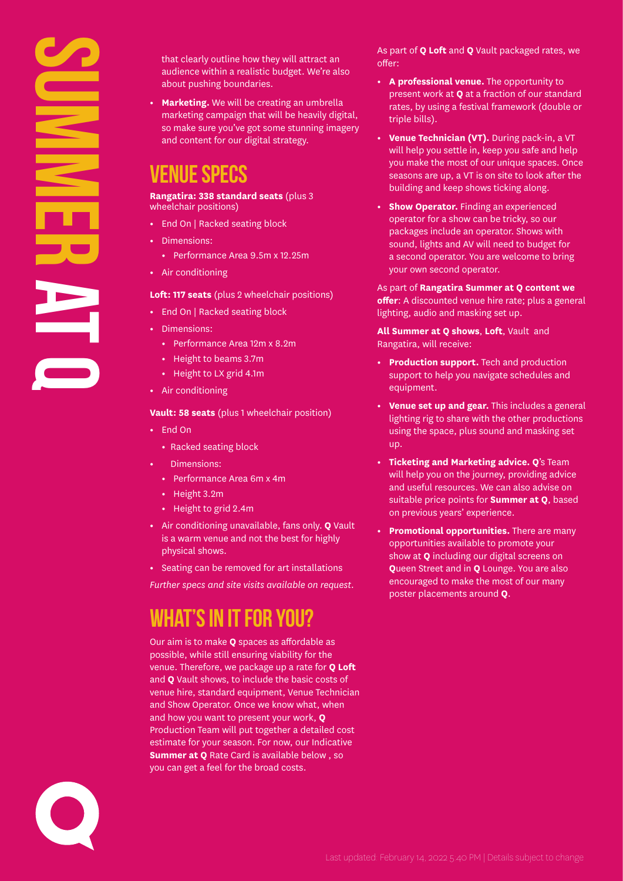that clearly outline how they will attract an audience within a realistic budget. We're also about pushing boundaries.

- **Marketing.** We will be creating an umbrella marketing campaign that will be heavily digital, so make sure you've got some stunning imagery and content for our digital strategy.

## VENUE SPECS

**Rangatira: 338 standard seats** (plus 3 wheelchair positions)

- End On | Racked seating block
- Dimensions:
  - Performance Area 9.5m x 12.25m
- Air conditioning

**Loft: 117 seats** (plus 2 wheelchair positions)

- End On | Racked seating block
- Dimensions:
  - Performance Area 12m x 8.2m
  - Height to beams 3.7m
  - Height to LX grid 4.1m
- Air conditioning

**Vault: 58 seats** (plus 1 wheelchair position)

- End On
  - Racked seating block
- Dimensions:
  - Performance Area 6m x 4m
  - Height 3.2m
  - Height to grid 2.4m
- Air conditioning unavailable, fans only. **Q** Vault is a warm venue and not the best for highly physical shows.
- Seating can be removed for art installations

*Further specs and site visits available on request.*

## WHAT'S IN IT FOR YOU?

Our aim is to make **Q** spaces as affordable as possible, while still ensuring viability for the venue. Therefore, we package up a rate for **Q Loft** and **Q** Vault shows, to include the basic costs of venue hire, standard equipment, Venue Technician and Show Operator. Once we know what, when and how you want to present your work, **Q** Production Team will put together a detailed cost estimate for your season. For now, our Indicative **Summer at Q** Rate Card is available below , so you can get a feel for the broad costs.

As part of **Q Loft** and **Q** Vault packaged rates, we offer:

- **A professional venue.** The opportunity to present work at **Q** at a fraction of our standard rates, by using a festival framework (double or triple bills).
- **Venue Technician (VT).** During pack-in, a VT will help you settle in, keep you safe and help you make the most of our unique spaces. Once seasons are up, a VT is on site to look after the building and keep shows ticking along.
- **Show Operator.** Finding an experienced operator for a show can be tricky, so our packages include an operator. Shows with sound, lights and AV will need to budget for a second operator. You are welcome to bring your own second operator.

As part of **Rangatira Summer at Q content we offer**: A discounted venue hire rate; plus a general lighting, audio and masking set up.

**All Summer at Q shows**, **Loft**, Vault and Rangatira, will receive:

- **Production support.** Tech and production support to help you navigate schedules and equipment.
- **Venue set up and gear.** This includes a general lighting rig to share with the other productions using the space, plus sound and masking set up.
- **Ticketing and Marketing advice. Q**'s Team will help you on the journey, providing advice and useful resources. We can also advise on suitable price points for **Summer at Q**, based on previous years' experience.
- **Promotional opportunities.** There are many opportunities available to promote your show at **Q** including our digital screens on **Q**ueen Street and in **Q** Lounge. You are also encouraged to make the most of our many poster placements around **Q**.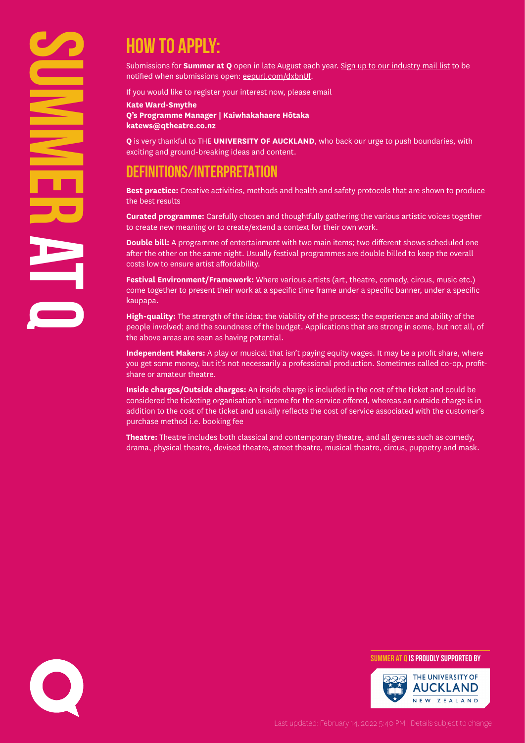# HOW TO APPLY:

Submissions for **Summer at Q** open in late August each year. Sign up to our industry mail list to be notified when submissions open: eepurl.com/dxbnUf.

If you would like to register your interest now, please email

**Kate Ward-Smythe**
**Q's Programme Manager | Kaiwhakahaere Hōtaka**
**katews@qtheatre.co.nz**

**Q** is very thankful to THE **UNIVERSITY OF AUCKLAND**, who back our urge to push boundaries, with exciting and ground-breaking ideas and content.

# DEFINITIONS/INTERPRETATION

**Best practice:** Creative activities, methods and health and safety protocols that are shown to produce the best results

**Curated programme:** Carefully chosen and thoughtfully gathering the various artistic voices together to create new meaning or to create/extend a context for their own work.

**Double bill:** A programme of entertainment with two main items; two different shows scheduled one after the other on the same night. Usually festival programmes are double billed to keep the overall costs low to ensure artist affordability.

**Festival Environment/Framework:** Where various artists (art, theatre, comedy, circus, music etc.) come together to present their work at a specific time frame under a specific banner, under a specific kaupapa.

**High-quality:** The strength of the idea; the viability of the process; the experience and ability of the people involved; and the soundness of the budget. Applications that are strong in some, but not all, of the above areas are seen as having potential.

**Independent Makers:** A play or musical that isn't paying equity wages. It may be a profit share, where you get some money, but it's not necessarily a professional production. Sometimes called co-op, profit-share or amateur theatre.

**Inside charges/Outside charges:** An inside charge is included in the cost of the ticket and could be considered the ticketing organisation's income for the service offered, whereas an outside charge is in addition to the cost of the ticket and usually reflects the cost of service associated with the customer's purchase method i.e. booking fee

**Theatre:** Theatre includes both classical and contemporary theatre, and all genres such as comedy, drama, physical theatre, devised theatre, street theatre, musical theatre, circus, puppetry and mask.

**SUMMER AT Q IS PROUDLY SUPPORTED BY**

THE UNIVERSITY OF AUCKLAND NEW ZEALAND

Last updated February 14, 2022 5:40 PM | Details subject to change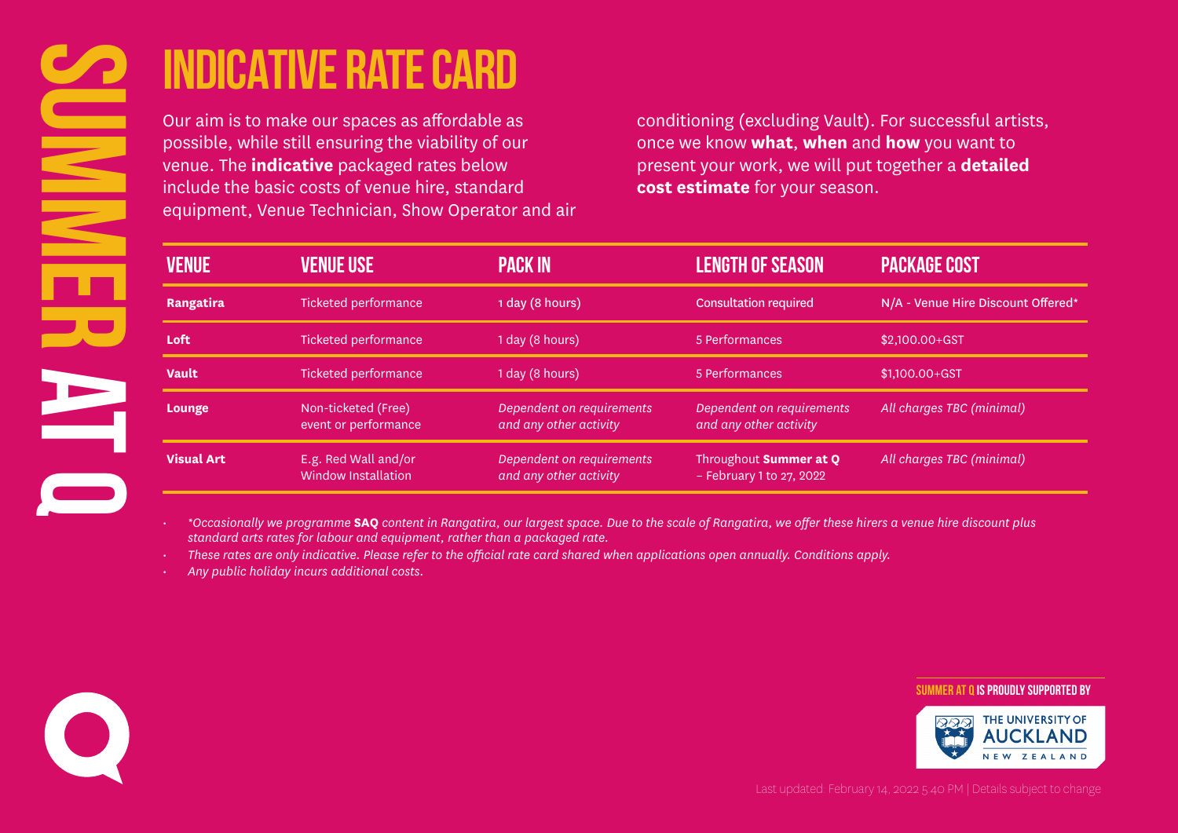# INDICATIVE RATE CARD

Our aim is to make our spaces as affordable as possible, while still ensuring the viability of our venue. The **indicative** packaged rates below include the basic costs of venue hire, standard equipment, Venue Technician, Show Operator and air conditioning (excluding Vault). For successful artists, once we know **what**, **when** and **how** you want to present your work, we will put together a **detailed cost estimate** for your season.

| VENUE | VENUE USE | PACK IN | LENGTH OF SEASON | PACKAGE COST |
|---|---|---|---|---|
| **Rangatira** | Ticketed performance | 1 day (8 hours) | Consultation required | N/A - Venue Hire Discount Offered* |
| **Loft** | Ticketed performance | 1 day (8 hours) | 5 Performances | $2,100.00+GST |
| **Vault** | Ticketed performance | 1 day (8 hours) | 5 Performances | $1,100.00+GST |
| **Lounge** | Non-ticketed (Free) event or performance | *Dependent on requirements and any other activity* | *Dependent on requirements and any other activity* | *All charges TBC (minimal)* |
| **Visual Art** | E.g. Red Wall and/or Window Installation | *Dependent on requirements and any other activity* | Throughout **Summer at Q** – February 1 to 27, 2022 | *All charges TBC (minimal)* |

- *\*Occasionally we programme **SAQ** content in Rangatira, our largest space. Due to the scale of Rangatira, we offer these hirers a venue hire discount plus standard arts rates for labour and equipment, rather than a packaged rate.*
- *These rates are only indicative. Please refer to the official rate card shared when applications open annually. Conditions apply.*
- *Any public holiday incurs additional costs.*

SUMMER AT Q IS PROUDLY SUPPORTED BY

THE UNIVERSITY OF AUCKLAND NEW ZEALAND

Last updated: February 14, 2022 5:40 PM | Details subject to change